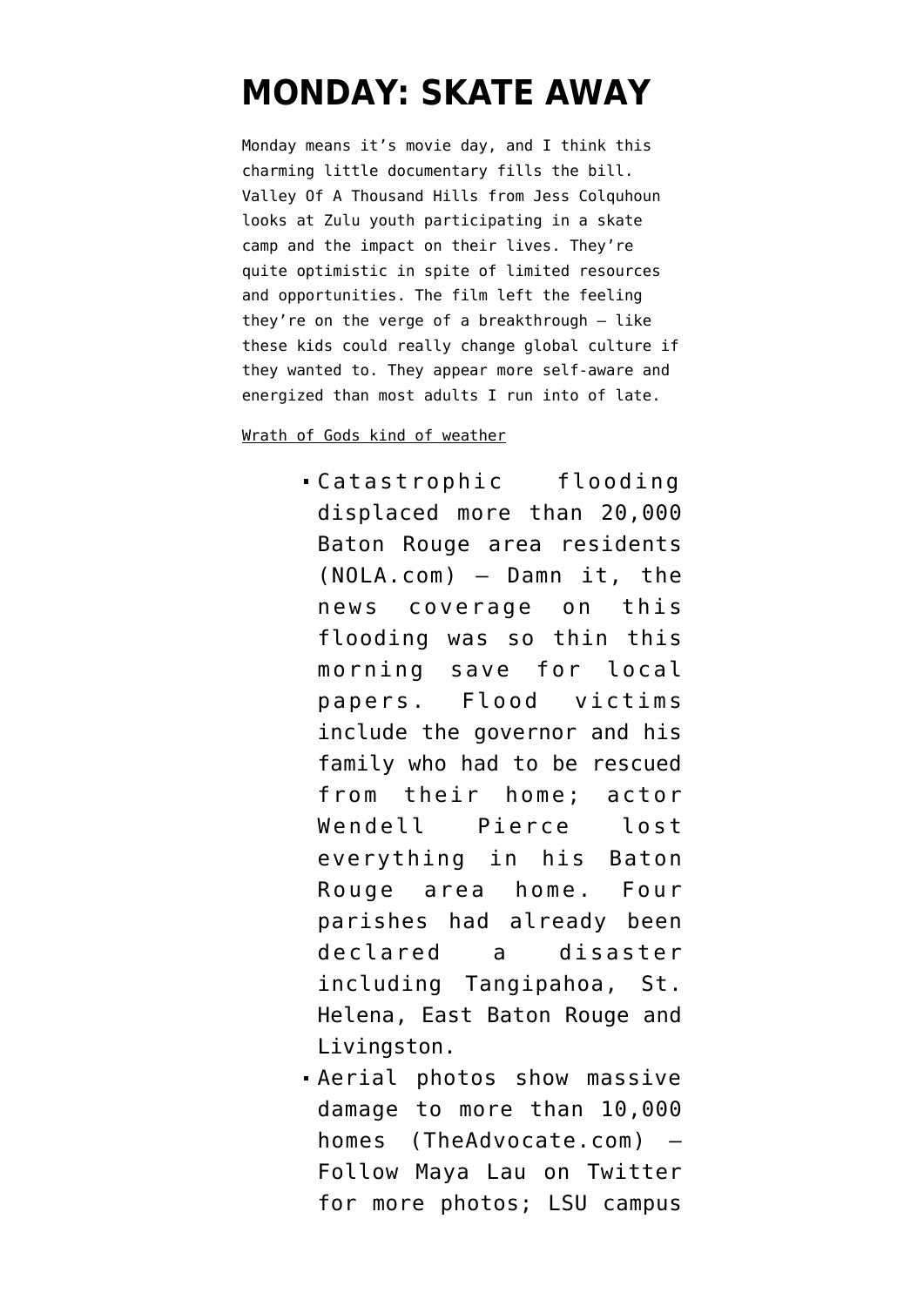# MONDAY: SKATE AWAY

Monday means it's movie day, and I think this charming little documentary fills the bill. Valley Of A Thousand Hills from Jess Colquhoun looks at Zulu youth participating in a skate camp and the impact on their lives. They're quite optimistic in spite of limited resources and opportunities. The film left the feeling they're on the verge of a breakthrough — like these kids could really change global culture if they wanted to. They appear more self-aware and energized than most adults I run into of late.

Wrath of Gods kind of weather

- Catastrophic flooding displaced more than 20,000 Baton Rouge area residents (NOLA.com) — Damn it, the news coverage on this flooding was so thin this morning save for local papers. Flood victims include the governor and his family who had to be rescued from their home; actor Wendell Pierce lost everything in his Baton Rouge area home. Four parishes had already been declared a disaster including Tangipahoa, St. Helena, East Baton Rouge and Livingston.
- Aerial photos show massive damage to more than 10,000 homes (TheAdvocate.com) — Follow Maya Lau on Twitter for more photos; LSU campus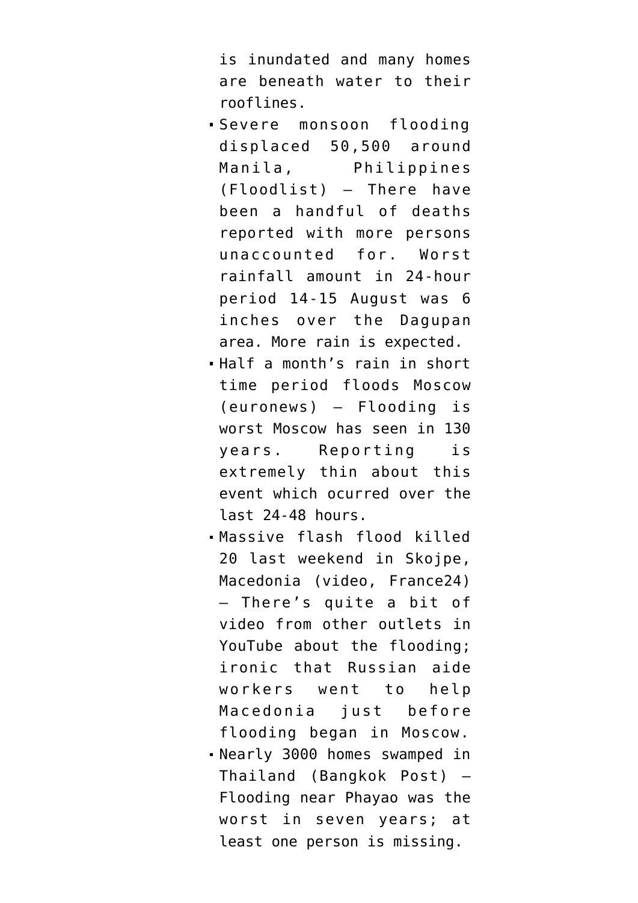is inundated and many homes are beneath water to their rooflines.

- Severe monsoon flooding displaced 50,500 around Manila, Philippines (Floodlist) — There have been a handful of deaths reported with more persons unaccounted for. Worst rainfall amount in 24-hour period 14-15 August was 6 inches over the Dagupan area. More rain is expected.
- Half a month's rain in short time period floods Moscow (euronews) — Flooding is worst Moscow has seen in 130 years. Reporting is extremely thin about this event which ocurred over the last 24-48 hours.
- Massive flash flood killed 20 last weekend in Skojpe, Macedonia (video, France24) — There's quite a bit of video from other outlets in YouTube about the flooding; ironic that Russian aide workers went to help Macedonia just before flooding began in Moscow.
- Nearly 3000 homes swamped in Thailand (Bangkok Post) — Flooding near Phayao was the worst in seven years; at least one person is missing.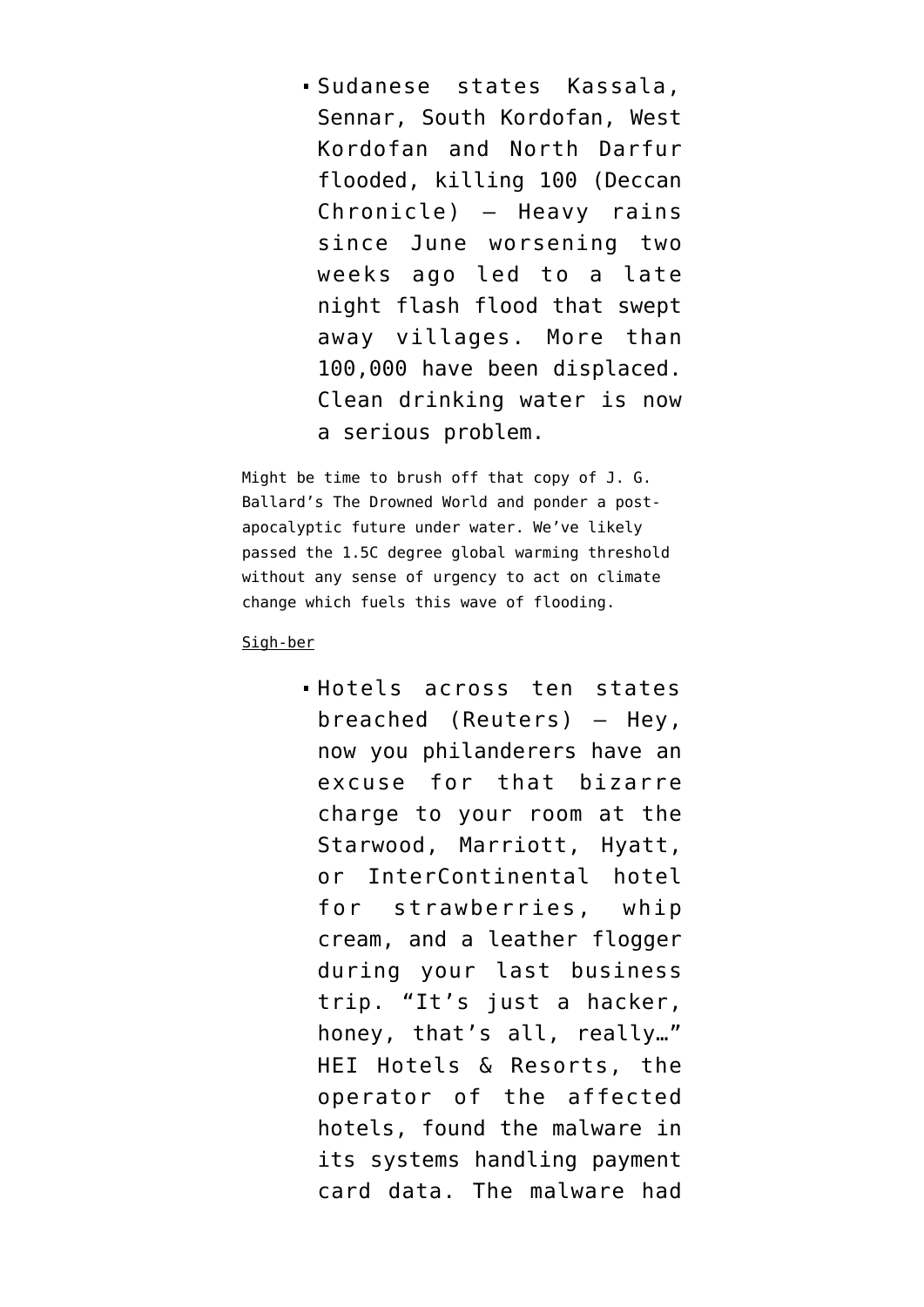- Sudanese states Kassala, Sennar, South Kordofan, West Kordofan and North Darfur flooded, killing 100 (Deccan Chronicle) — Heavy rains since June worsening two weeks ago led to a late night flash flood that swept away villages. More than 100,000 have been displaced. Clean drinking water is now a serious problem.

Might be time to brush off that copy of J. G. Ballard's The Drowned World and ponder a post-apocalyptic future under water. We've likely passed the 1.5C degree global warming threshold without any sense of urgency to act on climate change which fuels this wave of flooding.

Sigh-ber

- Hotels across ten states breached (Reuters) — Hey, now you philanderers have an excuse for that bizarre charge to your room at the Starwood, Marriott, Hyatt, or InterContinental hotel for strawberries, whip cream, and a leather flogger during your last business trip. "It's just a hacker, honey, that's all, really…" HEI Hotels & Resorts, the operator of the affected hotels, found the malware in its systems handling payment card data. The malware had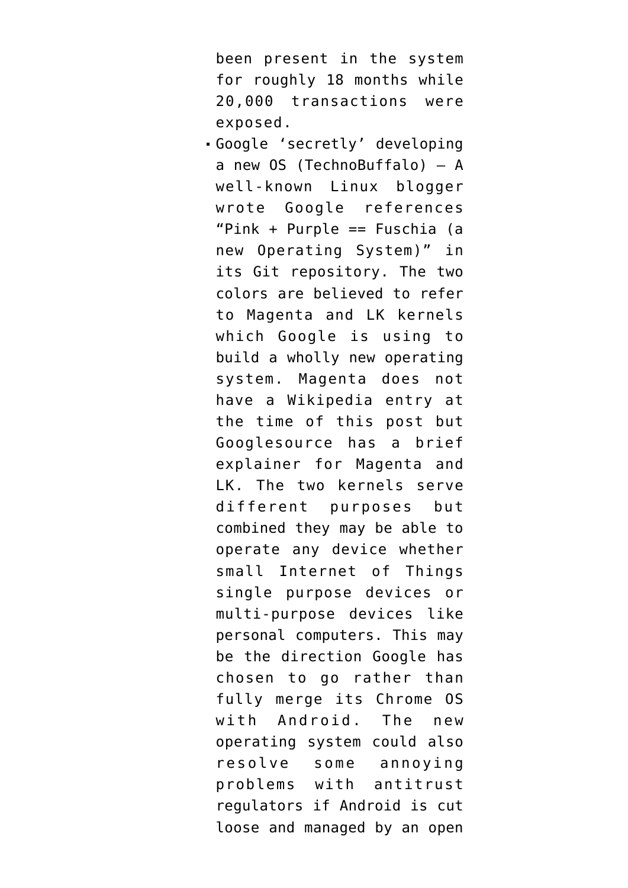been present in the system for roughly 18 months while 20,000 transactions were exposed.

- Google ‘secretly’ developing a new OS (TechnoBuffalo) — A well-known Linux blogger wrote Google references “Pink + Purple == Fuschia (a new Operating System)” in its Git repository. The two colors are believed to refer to Magenta and LK kernels which Google is using to build a wholly new operating system. Magenta does not have a Wikipedia entry at the time of this post but Googlesource has a brief explainer for Magenta and LK. The two kernels serve different purposes but combined they may be able to operate any device whether small Internet of Things single purpose devices or multi-purpose devices like personal computers. This may be the direction Google has chosen to go rather than fully merge its Chrome OS with Android. The new operating system could also resolve some annoying problems with antitrust regulators if Android is cut loose and managed by an open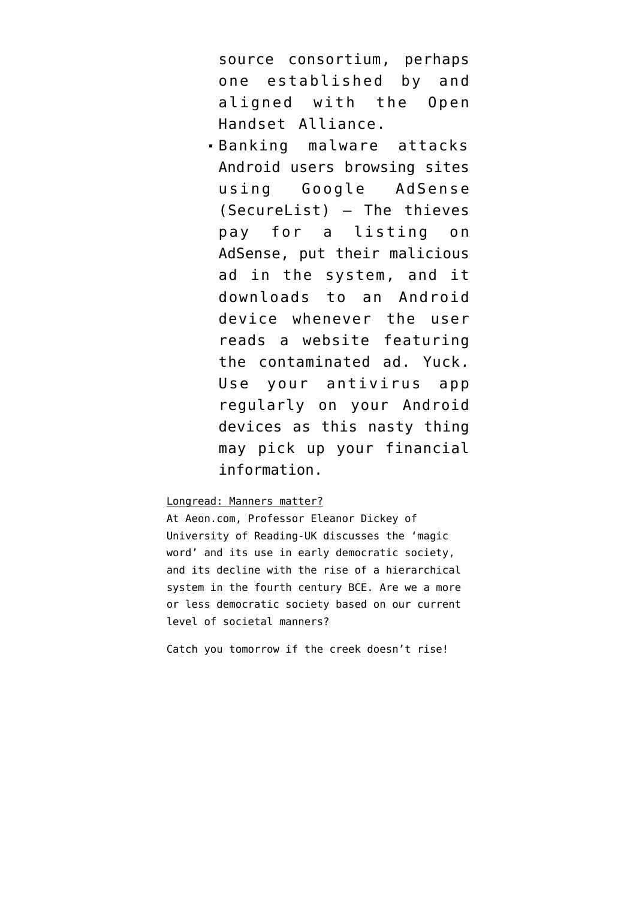source consortium, perhaps one established by and aligned with the Open Handset Alliance.

- Banking malware attacks Android users browsing sites using Google AdSense (SecureList) — The thieves pay for a listing on AdSense, put their malicious ad in the system, and it downloads to an Android device whenever the user reads a website featuring the contaminated ad. Yuck. Use your antivirus app regularly on your Android devices as this nasty thing may pick up your financial information.

Longread: Manners matter?
At Aeon.com, Professor Eleanor Dickey of University of Reading-UK discusses the 'magic word' and its use in early democratic society, and its decline with the rise of a hierarchical system in the fourth century BCE. Are we a more or less democratic society based on our current level of societal manners?

Catch you tomorrow if the creek doesn't rise!